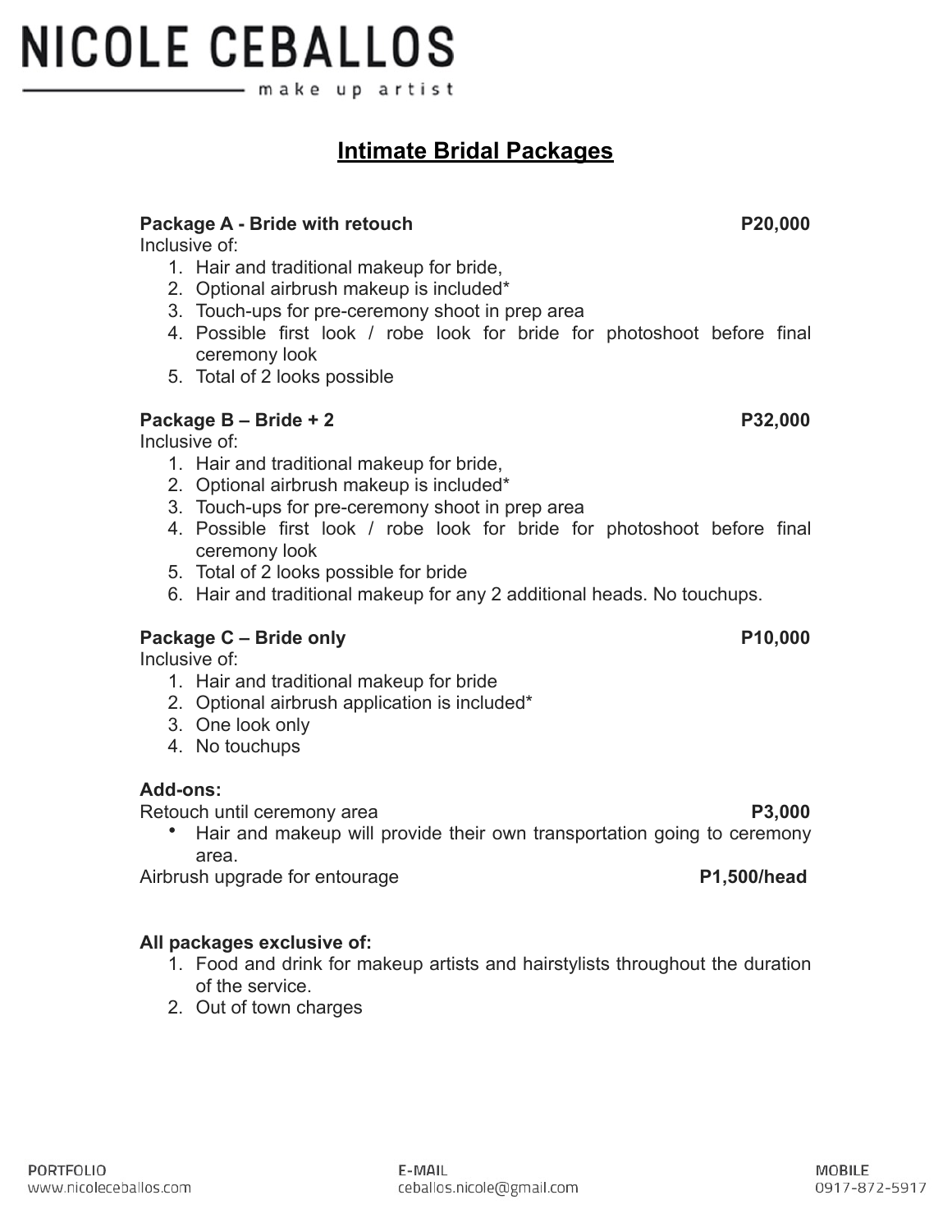# NICOLE CEBALLOS

make up artist

## Intimate Bridal Packages

**Package A - Bride with retouch** **P20,000**

Inclusive of:

1. Hair and traditional makeup for bride,
2. Optional airbrush makeup is included*
3. Touch-ups for pre-ceremony shoot in prep area
4. Possible first look / robe look for bride for photoshoot before final ceremony look
5. Total of 2 looks possible

**Package B – Bride + 2** **P32,000**

Inclusive of:

1. Hair and traditional makeup for bride,
2. Optional airbrush makeup is included*
3. Touch-ups for pre-ceremony shoot in prep area
4. Possible first look / robe look for bride for photoshoot before final ceremony look
5. Total of 2 looks possible for bride
6. Hair and traditional makeup for any 2 additional heads. No touchups.

**Package C – Bride only** **P10,000**

Inclusive of:

1. Hair and traditional makeup for bride
2. Optional airbrush application is included*
3. One look only
4. No touchups

**Add-ons:**

Retouch until ceremony area **P3,000**

- Hair and makeup will provide their own transportation going to ceremony area.

Airbrush upgrade for entourage **P1,500/head**

**All packages exclusive of:**

1. Food and drink for makeup artists and hairstylists throughout the duration of the service.
2. Out of town charges

PORTFOLIO
www.nicoleceballos.com

E-MAIL
ceballos.nicole@gmail.com

MOBILE
0917-872-5917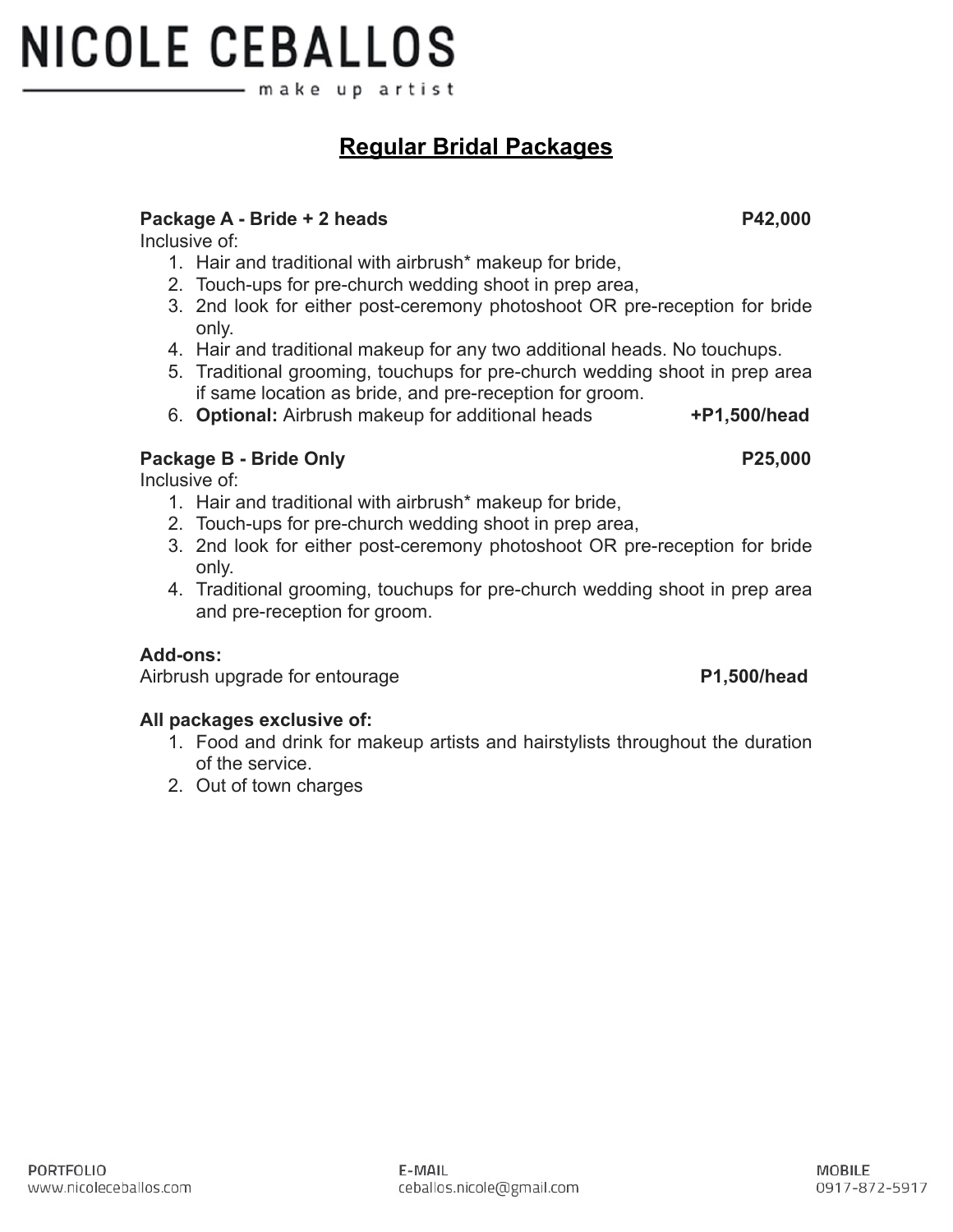# NICOLE CEBALLOS

make up artist

## Regular Bridal Packages

**Package A - Bride + 2 heads** **P42,000**

Inclusive of:

1. Hair and traditional with airbrush* makeup for bride,
2. Touch-ups for pre-church wedding shoot in prep area,
3. 2nd look for either post-ceremony photoshoot OR pre-reception for bride only.
4. Hair and traditional makeup for any two additional heads. No touchups.
5. Traditional grooming, touchups for pre-church wedding shoot in prep area if same location as bride, and pre-reception for groom.
6. **Optional:** Airbrush makeup for additional heads **+P1,500/head**

**Package B - Bride Only** **P25,000**

Inclusive of:

1. Hair and traditional with airbrush* makeup for bride,
2. Touch-ups for pre-church wedding shoot in prep area,
3. 2nd look for either post-ceremony photoshoot OR pre-reception for bride only.
4. Traditional grooming, touchups for pre-church wedding shoot in prep area and pre-reception for groom.

**Add-ons:**

Airbrush upgrade for entourage **P1,500/head**

**All packages exclusive of:**

1. Food and drink for makeup artists and hairstylists throughout the duration of the service.
2. Out of town charges

PORTFOLIO
www.nicoleceballos.com

E-MAIL
ceballos.nicole@gmail.com

MOBILE
0917-872-5917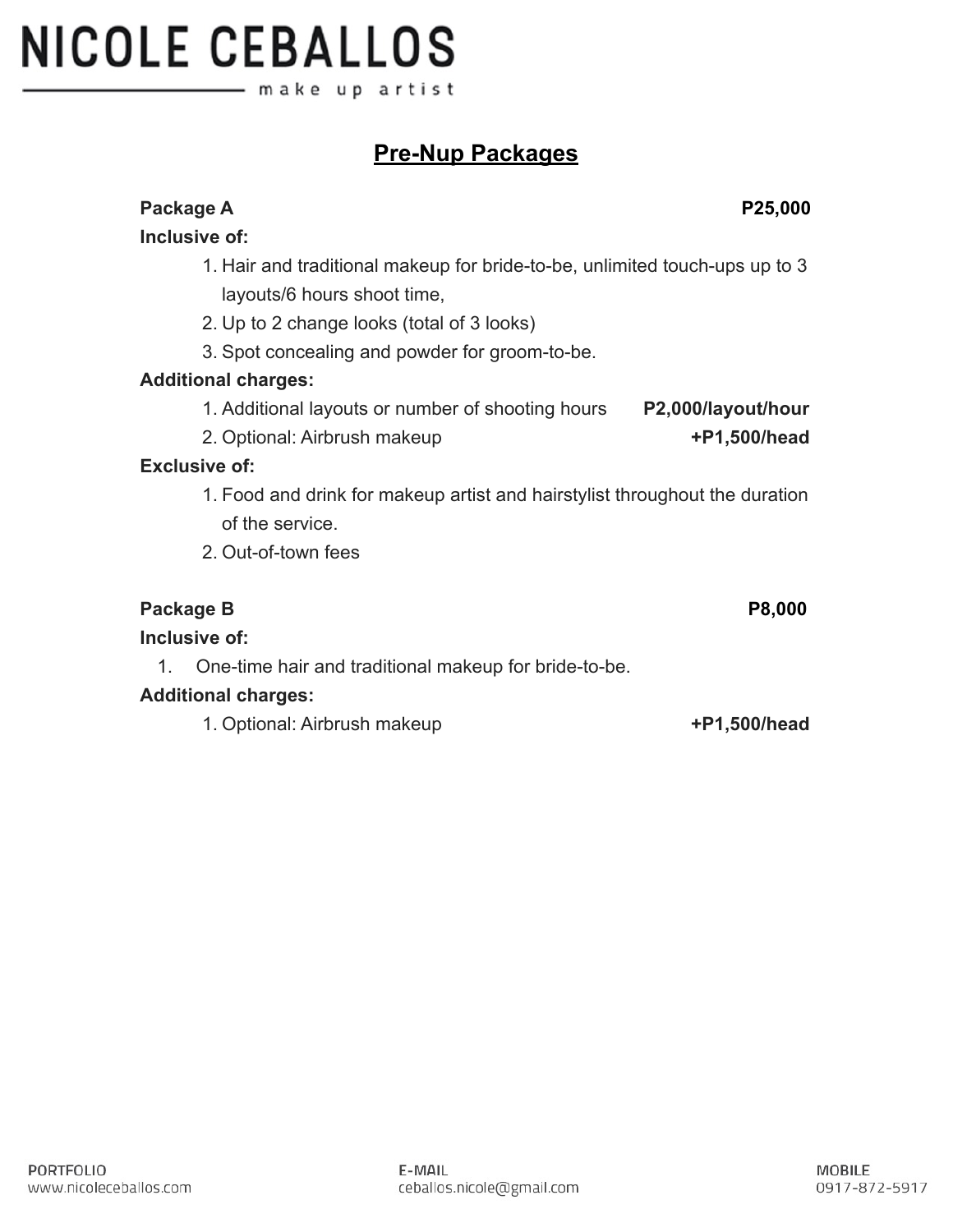# NICOLE CEBALLOS

make up artist

## Pre-Nup Packages

**Package A** **P25,000**

**Inclusive of:**

1. Hair and traditional makeup for bride-to-be, unlimited touch-ups up to 3 layouts/6 hours shoot time,
2. Up to 2 change looks (total of 3 looks)
3. Spot concealing and powder for groom-to-be.

**Additional charges:**

1. Additional layouts or number of shooting hours **P2,000/layout/hour**
2. Optional: Airbrush makeup **+P1,500/head**

**Exclusive of:**

1. Food and drink for makeup artist and hairstylist throughout the duration of the service.
2. Out-of-town fees

**Package B** **P8,000**

**Inclusive of:**

1. One-time hair and traditional makeup for bride-to-be.

**Additional charges:**

1. Optional: Airbrush makeup **+P1,500/head**

PORTFOLIO
www.nicoleceballos.com

E-MAIL
ceballos.nicole@gmail.com

MOBILE
0917-872-5917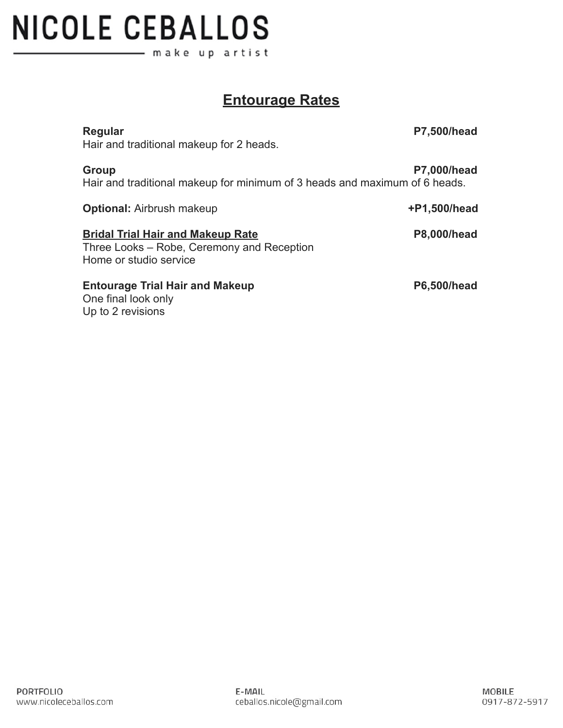# NICOLE CEBALLOS

make up artist

## Entourage Rates

**Regular** **P7,500/head**
Hair and traditional makeup for 2 heads.

**Group** **P7,000/head**
Hair and traditional makeup for minimum of 3 heads and maximum of 6 heads.

**Optional:** Airbrush makeup **+P1,500/head**

**Bridal Trial Hair and Makeup Rate** **P8,000/head**
Three Looks – Robe, Ceremony and Reception
Home or studio service

**Entourage Trial Hair and Makeup** **P6,500/head**
One final look only
Up to 2 revisions

PORTFOLIO
www.nicoleceballos.com

E-MAIL
ceballos.nicole@gmail.com

MOBILE
0917-872-5917